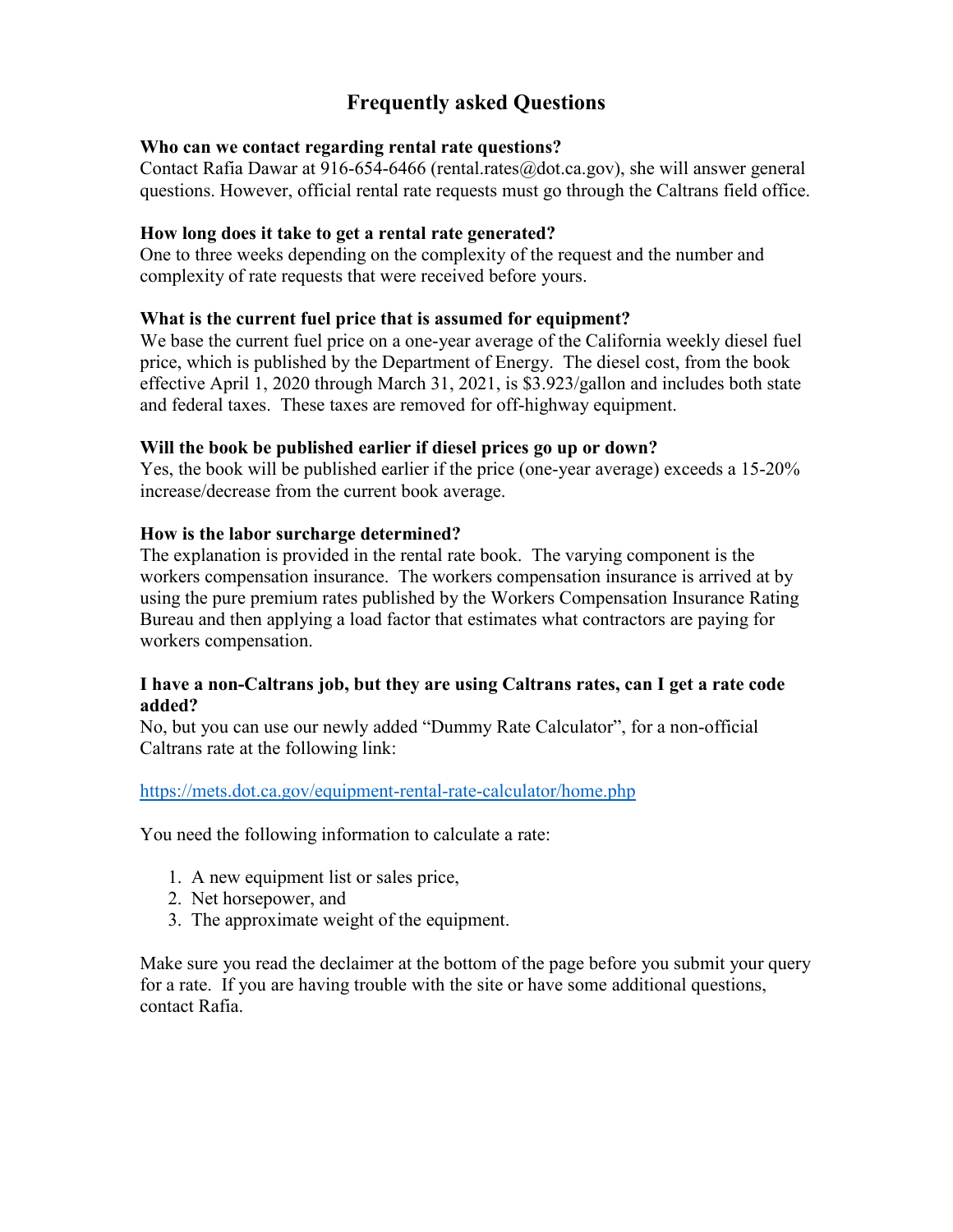# Frequently asked Questions

**Who can we contact regarding rental rate questions?**

Contact Rafia Dawar at 916-654-6466 (rental.rates@dot.ca.gov), she will answer general questions. However, official rental rate requests must go through the Caltrans field office.

**How long does it take to get a rental rate generated?**

One to three weeks depending on the complexity of the request and the number and complexity of rate requests that were received before yours.

**What is the current fuel price that is assumed for equipment?**

We base the current fuel price on a one-year average of the California weekly diesel fuel price, which is published by the Department of Energy. The diesel cost, from the book effective April 1, 2020 through March 31, 2021, is $3.923/gallon and includes both state and federal taxes. These taxes are removed for off-highway equipment.

**Will the book be published earlier if diesel prices go up or down?**

Yes, the book will be published earlier if the price (one-year average) exceeds a 15-20% increase/decrease from the current book average.

**How is the labor surcharge determined?**

The explanation is provided in the rental rate book. The varying component is the workers compensation insurance. The workers compensation insurance is arrived at by using the pure premium rates published by the Workers Compensation Insurance Rating Bureau and then applying a load factor that estimates what contractors are paying for workers compensation.

**I have a non-Caltrans job, but they are using Caltrans rates, can I get a rate code added?**

No, but you can use our newly added "Dummy Rate Calculator", for a non-official Caltrans rate at the following link:

https://mets.dot.ca.gov/equipment-rental-rate-calculator/home.php

You need the following information to calculate a rate:

1. A new equipment list or sales price,
2. Net horsepower, and
3. The approximate weight of the equipment.

Make sure you read the declaimer at the bottom of the page before you submit your query for a rate. If you are having trouble with the site or have some additional questions, contact Rafia.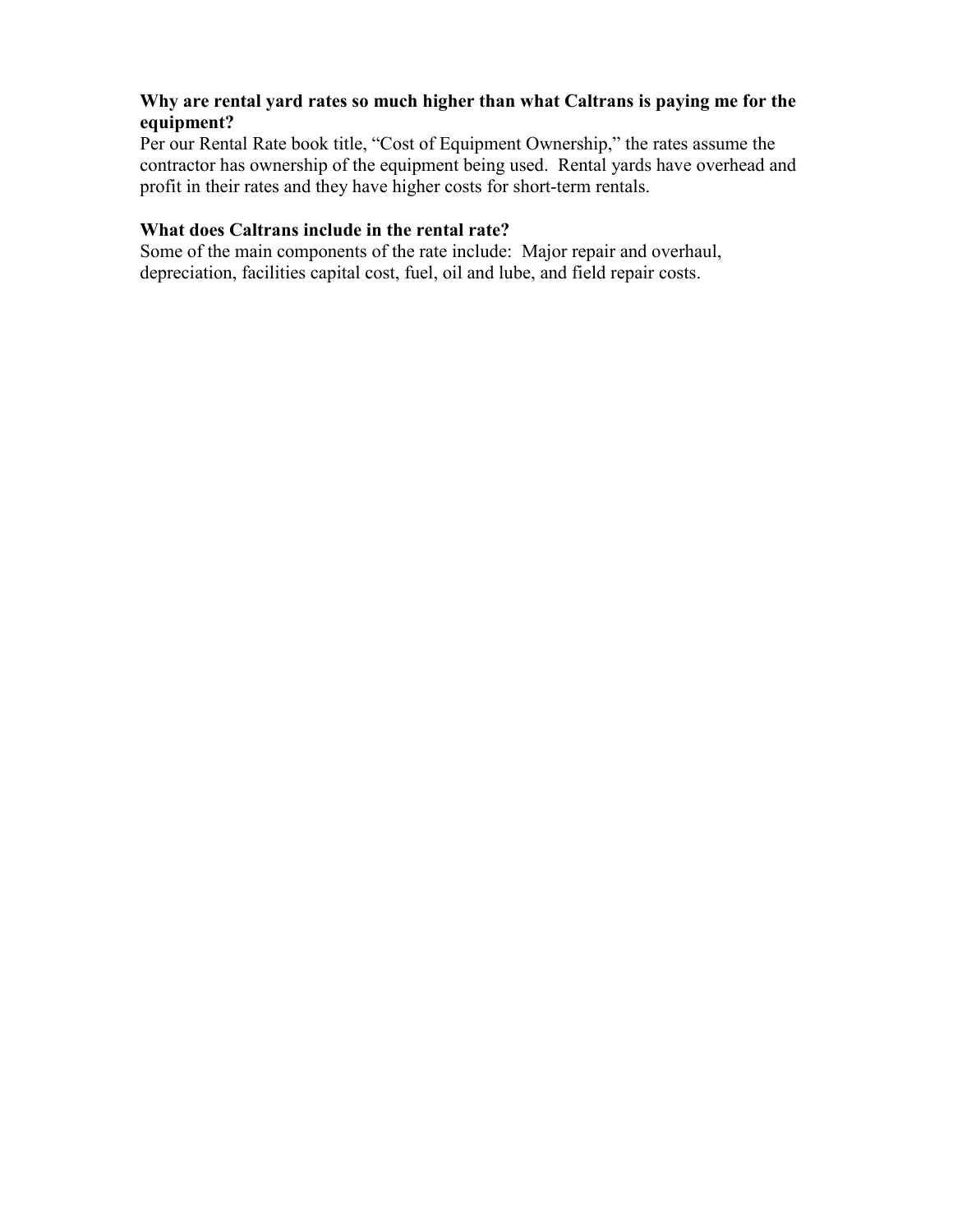**Why are rental yard rates so much higher than what Caltrans is paying me for the equipment?**

Per our Rental Rate book title, "Cost of Equipment Ownership," the rates assume the contractor has ownership of the equipment being used. Rental yards have overhead and profit in their rates and they have higher costs for short-term rentals.

**What does Caltrans include in the rental rate?**

Some of the main components of the rate include: Major repair and overhaul, depreciation, facilities capital cost, fuel, oil and lube, and field repair costs.